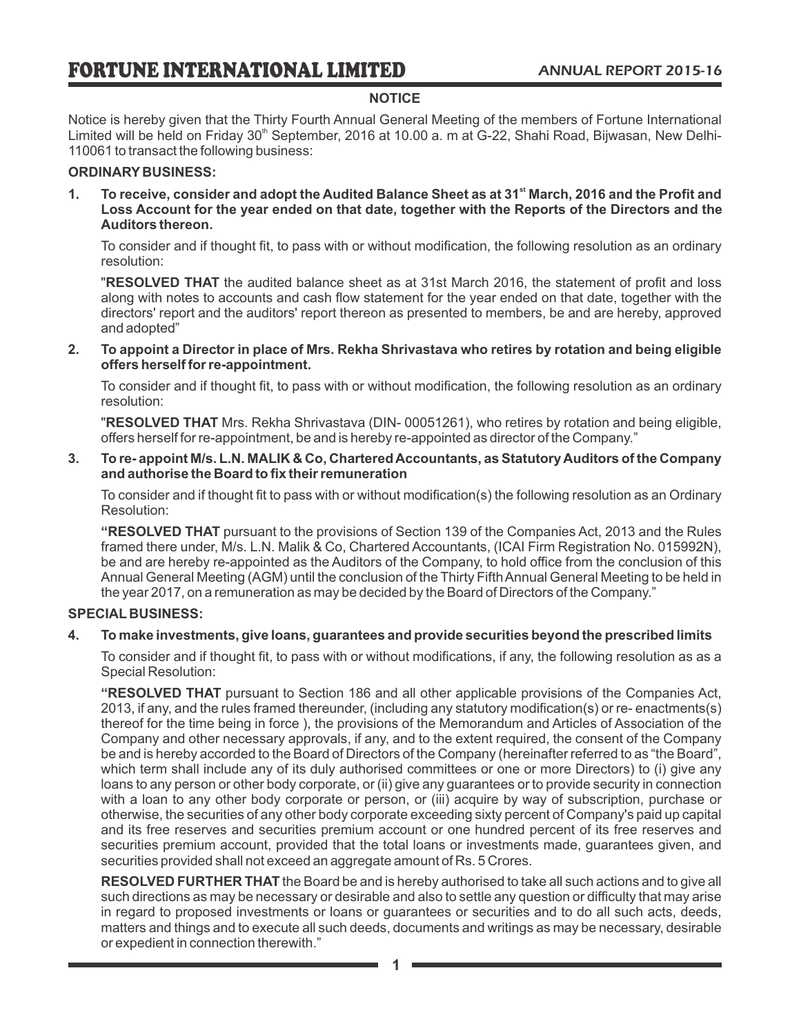## NOTICE

Notice is hereby given that the Thirty Fourth Annual General Meeting of the members of Fortune International Limited will be held on Friday 30th September, 2016 at 10.00 a. m at G-22, Shahi Road, Bijwasan, New Delhi-110061 to transact the following business:

### ORDINARY BUSINESS:

**1. To receive, consider and adopt the Audited Balance Sheet as at 31st March, 2016 and the Profit and Loss Account for the year ended on that date, together with the Reports of the Directors and the Auditors thereon.**

To consider and if thought fit, to pass with or without modification, the following resolution as an ordinary resolution:

"**RESOLVED THAT** the audited balance sheet as at 31st March 2016, the statement of profit and loss along with notes to accounts and cash flow statement for the year ended on that date, together with the directors' report and the auditors' report thereon as presented to members, be and are hereby, approved and adopted"

**2. To appoint a Director in place of Mrs. Rekha Shrivastava who retires by rotation and being eligible offers herself for re-appointment.**

To consider and if thought fit, to pass with or without modification, the following resolution as an ordinary resolution:

"**RESOLVED THAT** Mrs. Rekha Shrivastava (DIN- 00051261), who retires by rotation and being eligible, offers herself for re-appointment, be and is hereby re-appointed as director of the Company."

**3. To re- appoint M/s. L.N. MALIK & Co, Chartered Accountants, as Statutory Auditors of the Company and authorise the Board to fix their remuneration**

To consider and if thought fit to pass with or without modification(s) the following resolution as an Ordinary Resolution:

**"RESOLVED THAT** pursuant to the provisions of Section 139 of the Companies Act, 2013 and the Rules framed there under, M/s. L.N. Malik & Co, Chartered Accountants, (ICAI Firm Registration No. 015992N), be and are hereby re-appointed as the Auditors of the Company, to hold office from the conclusion of this Annual General Meeting (AGM) until the conclusion of the Thirty Fifth Annual General Meeting to be held in the year 2017, on a remuneration as may be decided by the Board of Directors of the Company."

### SPECIAL BUSINESS:

**4. To make investments, give loans, guarantees and provide securities beyond the prescribed limits**

To consider and if thought fit, to pass with or without modifications, if any, the following resolution as as a Special Resolution:

**"RESOLVED THAT** pursuant to Section 186 and all other applicable provisions of the Companies Act, 2013, if any, and the rules framed thereunder, (including any statutory modification(s) or re- enactments(s) thereof for the time being in force ), the provisions of the Memorandum and Articles of Association of the Company and other necessary approvals, if any, and to the extent required, the consent of the Company be and is hereby accorded to the Board of Directors of the Company (hereinafter referred to as "the Board", which term shall include any of its duly authorised committees or one or more Directors) to (i) give any loans to any person or other body corporate, or (ii) give any guarantees or to provide security in connection with a loan to any other body corporate or person, or (iii) acquire by way of subscription, purchase or otherwise, the securities of any other body corporate exceeding sixty percent of Company's paid up capital and its free reserves and securities premium account or one hundred percent of its free reserves and securities premium account, provided that the total loans or investments made, guarantees given, and securities provided shall not exceed an aggregate amount of Rs. 5 Crores.

**RESOLVED FURTHER THAT** the Board be and is hereby authorised to take all such actions and to give all such directions as may be necessary or desirable and also to settle any question or difficulty that may arise in regard to proposed investments or loans or guarantees or securities and to do all such acts, deeds, matters and things and to execute all such deeds, documents and writings as may be necessary, desirable or expedient in connection therewith."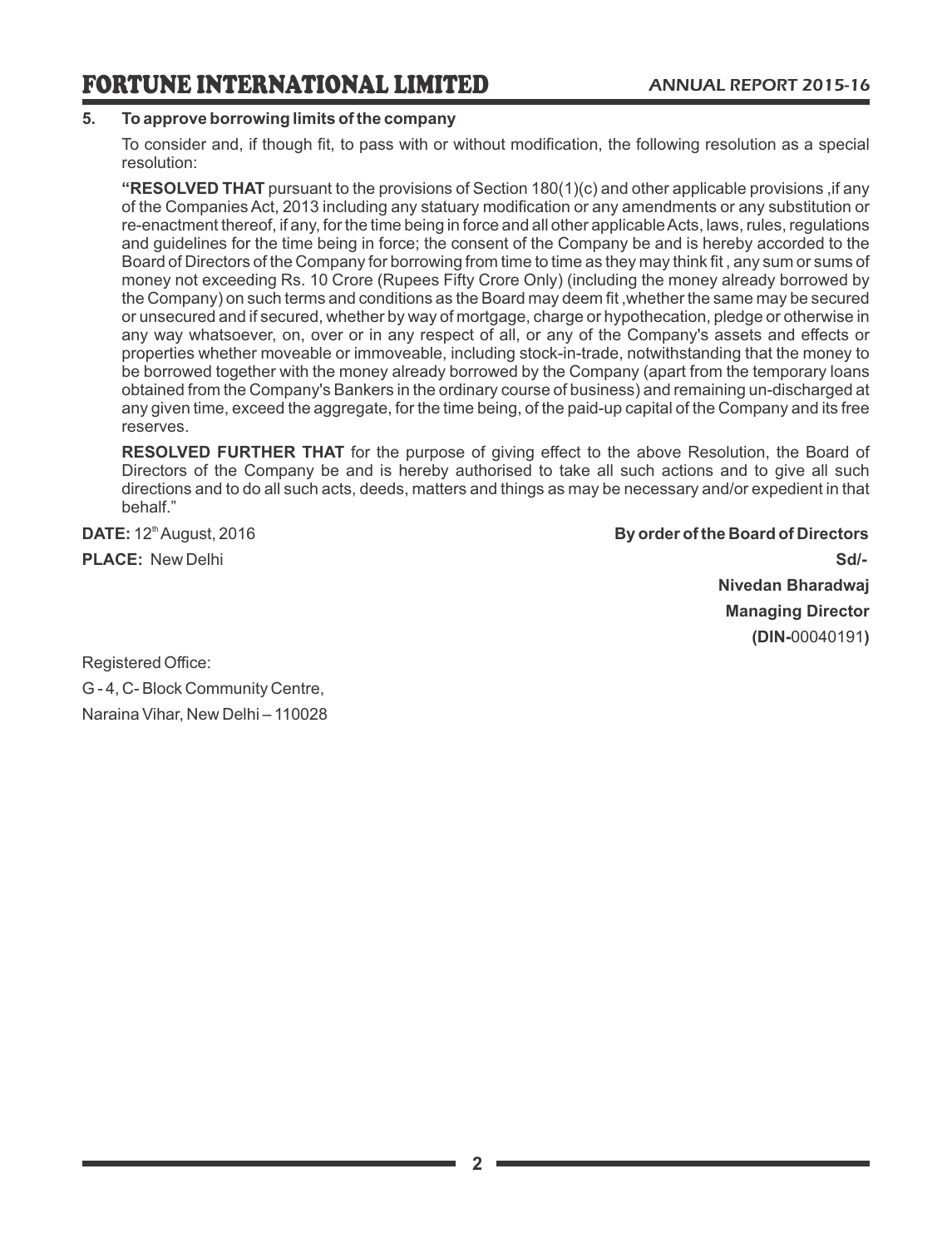**5. To approve borrowing limits of the company**

To consider and, if though fit, to pass with or without modification, the following resolution as a special resolution:

**"RESOLVED THAT** pursuant to the provisions of Section 180(1)(c) and other applicable provisions ,if any of the Companies Act, 2013 including any statuary modification or any amendments or any substitution or re-enactment thereof, if any, for the time being in force and all other applicable Acts, laws, rules, regulations and guidelines for the time being in force; the consent of the Company be and is hereby accorded to the Board of Directors of the Company for borrowing from time to time as they may think fit , any sum or sums of money not exceeding Rs. 10 Crore (Rupees Fifty Crore Only) (including the money already borrowed by the Company) on such terms and conditions as the Board may deem fit ,whether the same may be secured or unsecured and if secured, whether by way of mortgage, charge or hypothecation, pledge or otherwise in any way whatsoever, on, over or in any respect of all, or any of the Company's assets and effects or properties whether moveable or immoveable, including stock-in-trade, notwithstanding that the money to be borrowed together with the money already borrowed by the Company (apart from the temporary loans obtained from the Company's Bankers in the ordinary course of business) and remaining un-discharged at any given time, exceed the aggregate, for the time being, of the paid-up capital of the Company and its free reserves.

**RESOLVED FURTHER THAT** for the purpose of giving effect to the above Resolution, the Board of Directors of the Company be and is hereby authorised to take all such actions and to give all such directions and to do all such acts, deeds, matters and things as may be necessary and/or expedient in that behalf."

**DATE:** 12th August, 2016

**PLACE:** New Delhi

**By order of the Board of Directors**

**Sd/-**

**Nivedan Bharadwaj**

**Managing Director**

**(DIN-**00040191**)**

Registered Office:

G - 4, C- Block Community Centre,

Naraina Vihar, New Delhi – 110028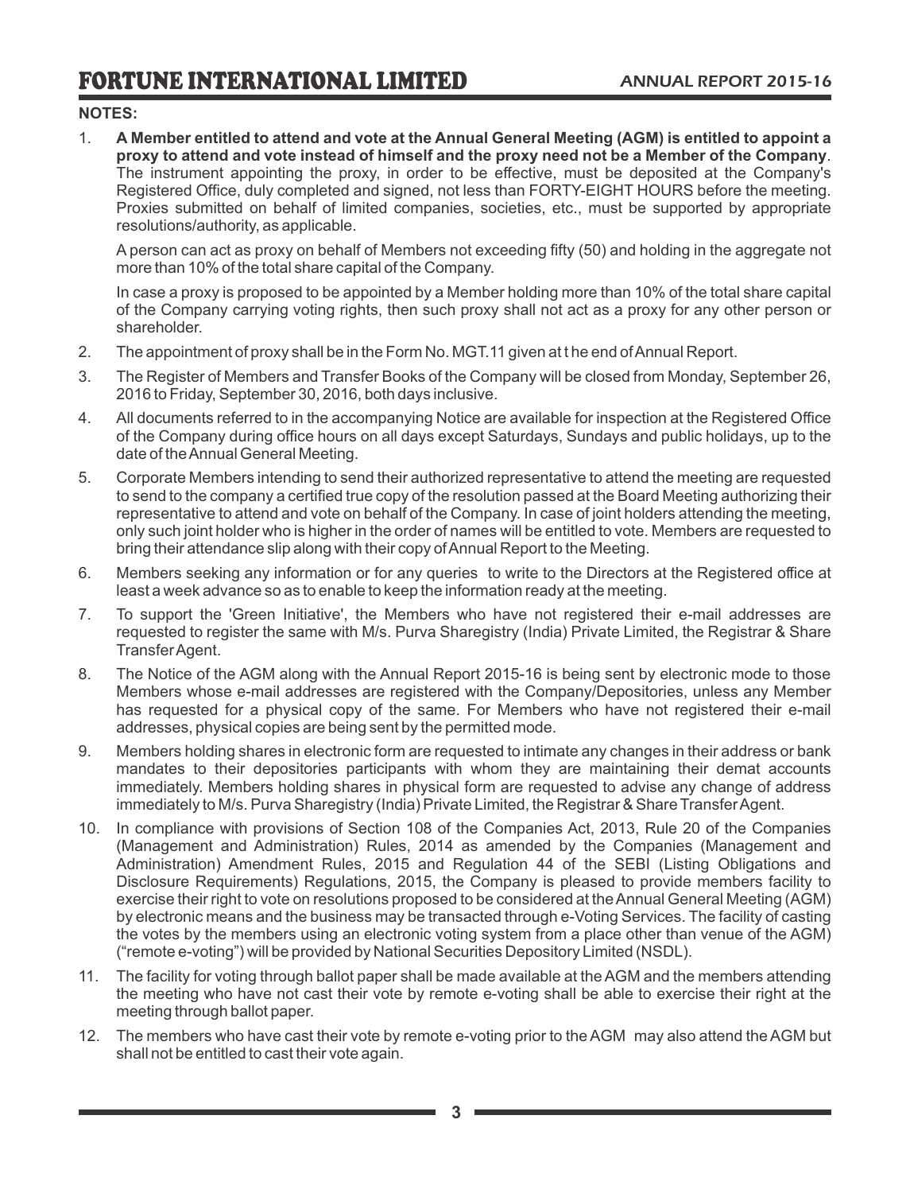**NOTES:**

1. **A Member entitled to attend and vote at the Annual General Meeting (AGM) is entitled to appoint a proxy to attend and vote instead of himself and the proxy need not be a Member of the Company**. The instrument appointing the proxy, in order to be effective, must be deposited at the Company's Registered Office, duly completed and signed, not less than FORTY-EIGHT HOURS before the meeting. Proxies submitted on behalf of limited companies, societies, etc., must be supported by appropriate resolutions/authority, as applicable.

   A person can act as proxy on behalf of Members not exceeding fifty (50) and holding in the aggregate not more than 10% of the total share capital of the Company.

   In case a proxy is proposed to be appointed by a Member holding more than 10% of the total share capital of the Company carrying voting rights, then such proxy shall not act as a proxy for any other person or shareholder.

2. The appointment of proxy shall be in the Form No. MGT.11 given at t he end of Annual Report.

3. The Register of Members and Transfer Books of the Company will be closed from Monday, September 26, 2016 to Friday, September 30, 2016, both days inclusive.

4. All documents referred to in the accompanying Notice are available for inspection at the Registered Office of the Company during office hours on all days except Saturdays, Sundays and public holidays, up to the date of the Annual General Meeting.

5. Corporate Members intending to send their authorized representative to attend the meeting are requested to send to the company a certified true copy of the resolution passed at the Board Meeting authorizing their representative to attend and vote on behalf of the Company. In case of joint holders attending the meeting, only such joint holder who is higher in the order of names will be entitled to vote. Members are requested to bring their attendance slip along with their copy of Annual Report to the Meeting.

6. Members seeking any information or for any queries to write to the Directors at the Registered office at least a week advance so as to enable to keep the information ready at the meeting.

7. To support the 'Green Initiative', the Members who have not registered their e-mail addresses are requested to register the same with M/s. Purva Sharegistry (India) Private Limited, the Registrar & Share Transfer Agent.

8. The Notice of the AGM along with the Annual Report 2015-16 is being sent by electronic mode to those Members whose e-mail addresses are registered with the Company/Depositories, unless any Member has requested for a physical copy of the same. For Members who have not registered their e-mail addresses, physical copies are being sent by the permitted mode.

9. Members holding shares in electronic form are requested to intimate any changes in their address or bank mandates to their depositories participants with whom they are maintaining their demat accounts immediately. Members holding shares in physical form are requested to advise any change of address immediately to M/s. Purva Sharegistry (India) Private Limited, the Registrar & Share Transfer Agent.

10. In compliance with provisions of Section 108 of the Companies Act, 2013, Rule 20 of the Companies (Management and Administration) Rules, 2014 as amended by the Companies (Management and Administration) Amendment Rules, 2015 and Regulation 44 of the SEBI (Listing Obligations and Disclosure Requirements) Regulations, 2015, the Company is pleased to provide members facility to exercise their right to vote on resolutions proposed to be considered at the Annual General Meeting (AGM) by electronic means and the business may be transacted through e-Voting Services. The facility of casting the votes by the members using an electronic voting system from a place other than venue of the AGM) ("remote e-voting") will be provided by National Securities Depository Limited (NSDL).

11. The facility for voting through ballot paper shall be made available at the AGM and the members attending the meeting who have not cast their vote by remote e-voting shall be able to exercise their right at the meeting through ballot paper.

12. The members who have cast their vote by remote e-voting prior to the AGM may also attend the AGM but shall not be entitled to cast their vote again.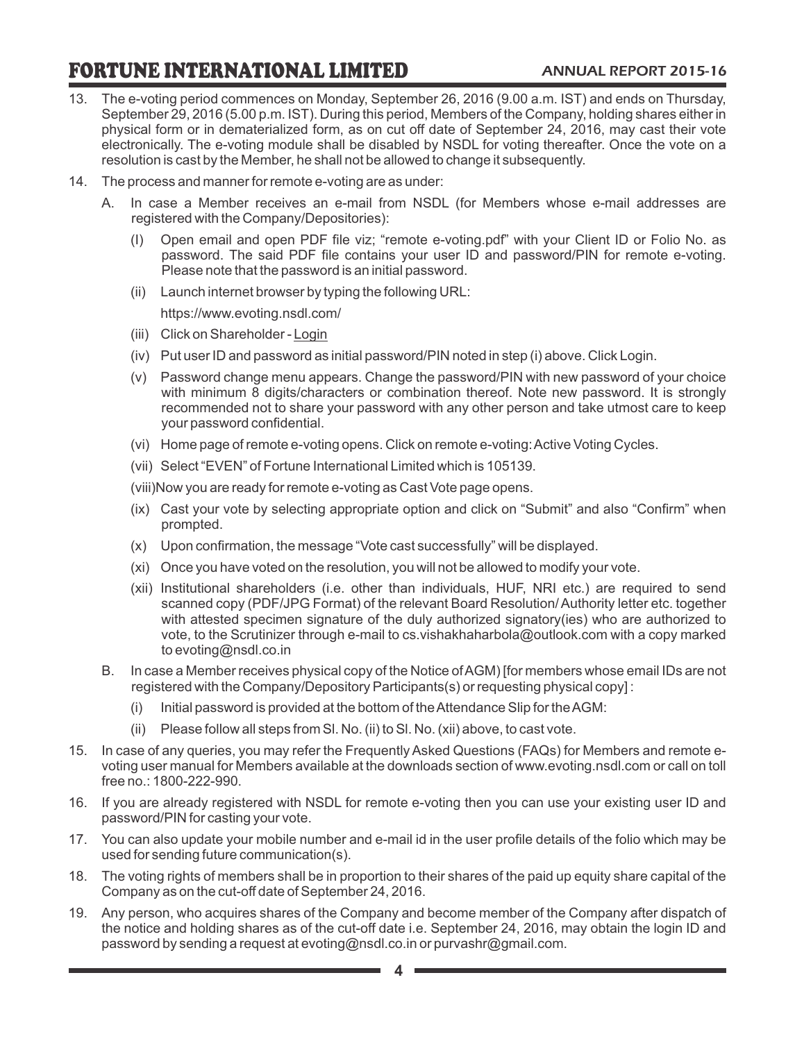13. The e-voting period commences on Monday, September 26, 2016 (9.00 a.m. IST) and ends on Thursday, September 29, 2016 (5.00 p.m. IST). During this period, Members of the Company, holding shares either in physical form or in dematerialized form, as on cut off date of September 24, 2016, may cast their vote electronically. The e-voting module shall be disabled by NSDL for voting thereafter. Once the vote on a resolution is cast by the Member, he shall not be allowed to change it subsequently.

14. The process and manner for remote e-voting are as under:

    A. In case a Member receives an e-mail from NSDL (for Members whose e-mail addresses are registered with the Company/Depositories):

       (I) Open email and open PDF file viz; "remote e-voting.pdf" with your Client ID or Folio No. as password. The said PDF file contains your user ID and password/PIN for remote e-voting. Please note that the password is an initial password.

       (ii) Launch internet browser by typing the following URL:
       https://www.evoting.nsdl.com/

       (iii) Click on Shareholder - Login

       (iv) Put user ID and password as initial password/PIN noted in step (i) above. Click Login.

       (v) Password change menu appears. Change the password/PIN with new password of your choice with minimum 8 digits/characters or combination thereof. Note new password. It is strongly recommended not to share your password with any other person and take utmost care to keep your password confidential.

       (vi) Home page of remote e-voting opens. Click on remote e-voting: Active Voting Cycles.

       (vii) Select "EVEN" of Fortune International Limited which is 105139.

       (viii)Now you are ready for remote e-voting as Cast Vote page opens.

       (ix) Cast your vote by selecting appropriate option and click on "Submit" and also "Confirm" when prompted.

       (x) Upon confirmation, the message "Vote cast successfully" will be displayed.

       (xi) Once you have voted on the resolution, you will not be allowed to modify your vote.

       (xii) Institutional shareholders (i.e. other than individuals, HUF, NRI etc.) are required to send scanned copy (PDF/JPG Format) of the relevant Board Resolution/ Authority letter etc. together with attested specimen signature of the duly authorized signatory(ies) who are authorized to vote, to the Scrutinizer through e-mail to cs.vishakhaharbola@outlook.com with a copy marked to evoting@nsdl.co.in

    B. In case a Member receives physical copy of the Notice of AGM) [for members whose email IDs are not registered with the Company/Depository Participants(s) or requesting physical copy] :

       (i) Initial password is provided at the bottom of the Attendance Slip for the AGM:

       (ii) Please follow all steps from Sl. No. (ii) to Sl. No. (xii) above, to cast vote.

15. In case of any queries, you may refer the Frequently Asked Questions (FAQs) for Members and remote e-voting user manual for Members available at the downloads section of www.evoting.nsdl.com or call on toll free no.: 1800-222-990.

16. If you are already registered with NSDL for remote e-voting then you can use your existing user ID and password/PIN for casting your vote.

17. You can also update your mobile number and e-mail id in the user profile details of the folio which may be used for sending future communication(s).

18. The voting rights of members shall be in proportion to their shares of the paid up equity share capital of the Company as on the cut-off date of September 24, 2016.

19. Any person, who acquires shares of the Company and become member of the Company after dispatch of the notice and holding shares as of the cut-off date i.e. September 24, 2016, may obtain the login ID and password by sending a request at evoting@nsdl.co.in or purvashr@gmail.com.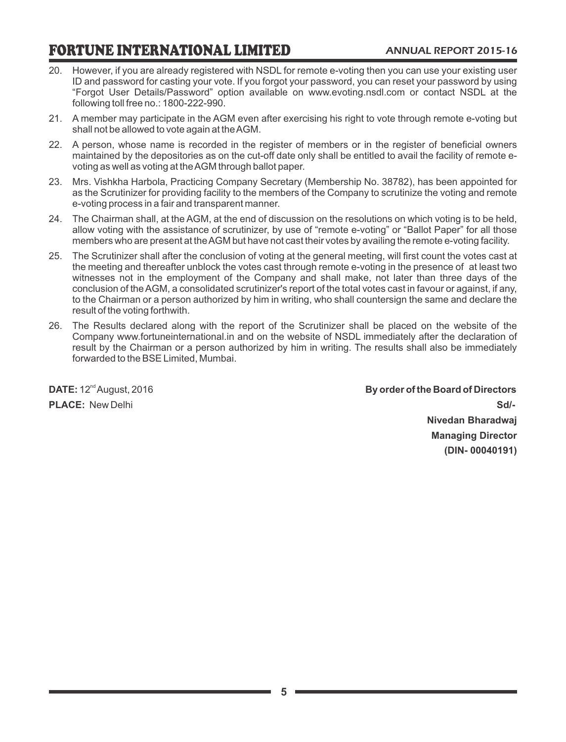20. However, if you are already registered with NSDL for remote e-voting then you can use your existing user ID and password for casting your vote. If you forgot your password, you can reset your password by using "Forgot User Details/Password" option available on www.evoting.nsdl.com or contact NSDL at the following toll free no.: 1800-222-990.

21. A member may participate in the AGM even after exercising his right to vote through remote e-voting but shall not be allowed to vote again at the AGM.

22. A person, whose name is recorded in the register of members or in the register of beneficial owners maintained by the depositories as on the cut-off date only shall be entitled to avail the facility of remote e-voting as well as voting at the AGM through ballot paper.

23. Mrs. Vishkha Harbola, Practicing Company Secretary (Membership No. 38782), has been appointed for as the Scrutinizer for providing facility to the members of the Company to scrutinize the voting and remote e-voting process in a fair and transparent manner.

24. The Chairman shall, at the AGM, at the end of discussion on the resolutions on which voting is to be held, allow voting with the assistance of scrutinizer, by use of "remote e-voting" or "Ballot Paper" for all those members who are present at the AGM but have not cast their votes by availing the remote e-voting facility.

25. The Scrutinizer shall after the conclusion of voting at the general meeting, will first count the votes cast at the meeting and thereafter unblock the votes cast through remote e-voting in the presence of at least two witnesses not in the employment of the Company and shall make, not later than three days of the conclusion of the AGM, a consolidated scrutinizer's report of the total votes cast in favour or against, if any, to the Chairman or a person authorized by him in writing, who shall countersign the same and declare the result of the voting forthwith.

26. The Results declared along with the report of the Scrutinizer shall be placed on the website of the Company www.fortuneinternational.in and on the website of NSDL immediately after the declaration of result by the Chairman or a person authorized by him in writing. The results shall also be immediately forwarded to the BSE Limited, Mumbai.

**DATE:** 12nd August, 2016

**PLACE:** New Delhi

**By order of the Board of Directors**

**Sd/-**

**Nivedan Bharadwaj**

**Managing Director**

**(DIN- 00040191)**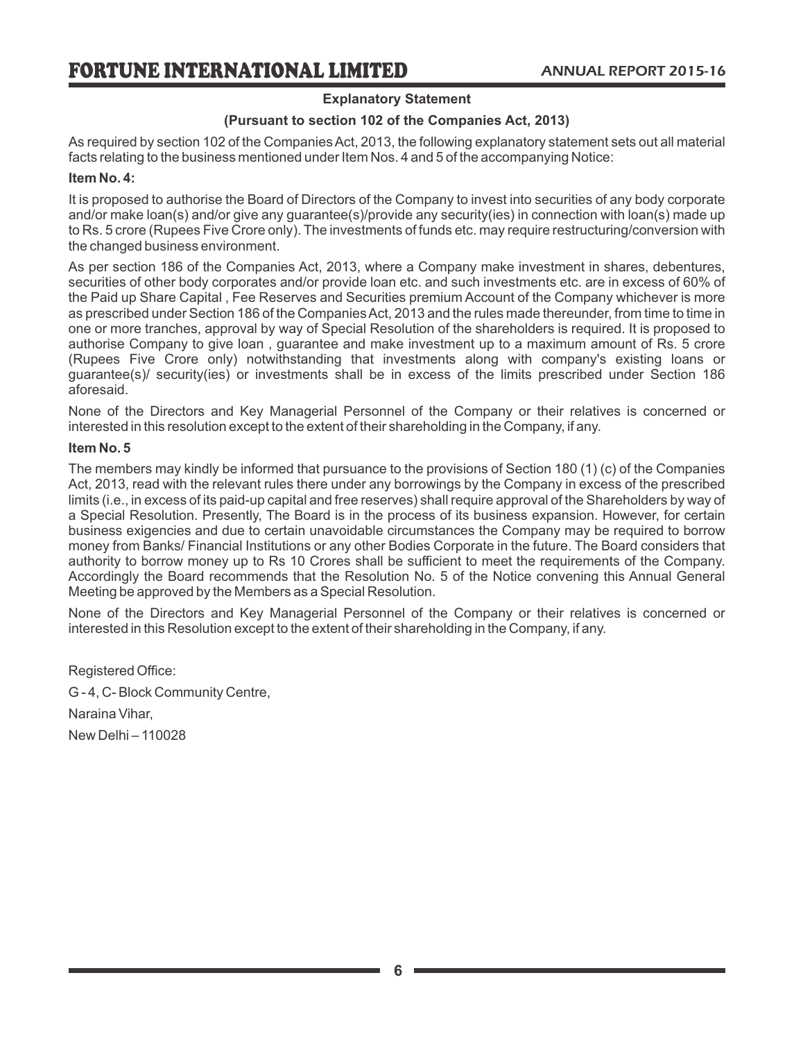## Explanatory Statement

### (Pursuant to section 102 of the Companies Act, 2013)

As required by section 102 of the Companies Act, 2013, the following explanatory statement sets out all material facts relating to the business mentioned under Item Nos. 4 and 5 of the accompanying Notice:

**Item No. 4:**

It is proposed to authorise the Board of Directors of the Company to invest into securities of any body corporate and/or make loan(s) and/or give any guarantee(s)/provide any security(ies) in connection with loan(s) made up to Rs. 5 crore (Rupees Five Crore only). The investments of funds etc. may require restructuring/conversion with the changed business environment.

As per section 186 of the Companies Act, 2013, where a Company make investment in shares, debentures, securities of other body corporates and/or provide loan etc. and such investments etc. are in excess of 60% of the Paid up Share Capital , Fee Reserves and Securities premium Account of the Company whichever is more as prescribed under Section 186 of the Companies Act, 2013 and the rules made thereunder, from time to time in one or more tranches, approval by way of Special Resolution of the shareholders is required. It is proposed to authorise Company to give loan , guarantee and make investment up to a maximum amount of Rs. 5 crore (Rupees Five Crore only) notwithstanding that investments along with company's existing loans or guarantee(s)/ security(ies) or investments shall be in excess of the limits prescribed under Section 186 aforesaid.

None of the Directors and Key Managerial Personnel of the Company or their relatives is concerned or interested in this resolution except to the extent of their shareholding in the Company, if any.

**Item No. 5**

The members may kindly be informed that pursuance to the provisions of Section 180 (1) (c) of the Companies Act, 2013, read with the relevant rules there under any borrowings by the Company in excess of the prescribed limits (i.e., in excess of its paid-up capital and free reserves) shall require approval of the Shareholders by way of a Special Resolution. Presently, The Board is in the process of its business expansion. However, for certain business exigencies and due to certain unavoidable circumstances the Company may be required to borrow money from Banks/ Financial Institutions or any other Bodies Corporate in the future. The Board considers that authority to borrow money up to Rs 10 Crores shall be sufficient to meet the requirements of the Company. Accordingly the Board recommends that the Resolution No. 5 of the Notice convening this Annual General Meeting be approved by the Members as a Special Resolution.

None of the Directors and Key Managerial Personnel of the Company or their relatives is concerned or interested in this Resolution except to the extent of their shareholding in the Company, if any.

Registered Office:

G - 4, C- Block Community Centre,

Naraina Vihar,

New Delhi – 110028